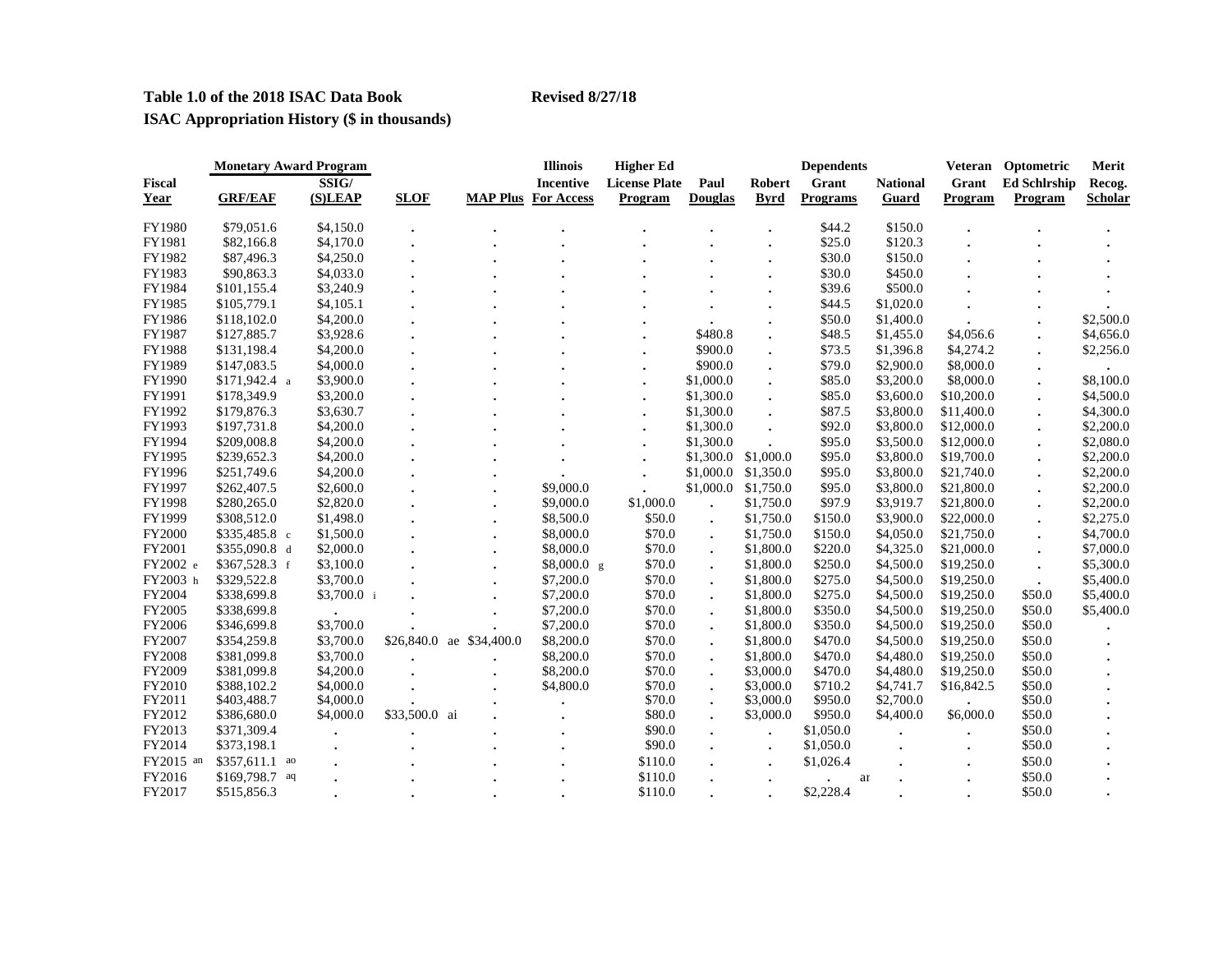**Table 1.0 of the 2018 ISAC Data Book** **Revised 8/27/18**

**ISAC Appropriation History ($ in thousands)**

| | Monetary Award Program | | | | Illinois | Higher Ed | | | Dependents | | Veteran | Optometric | Merit |
|---|---|---|---|---|---|---|---|---|---|---|---|---|---|
| Fiscal Year | GRF/EAF | SSIG/ (S)LEAP | SLOF | MAP Plus | Incentive For Access | License Plate Program | Paul Douglas | Robert Byrd | Grant Programs | National Guard | Grant Program | Ed Schlrship Program | Recog. Scholar |
| FY1980 | $79,051.6 | $4,150.0 | . | . | . | . | . | . | $44.2 | $150.0 | . | . | . |
| FY1981 | $82,166.8 | $4,170.0 | . | . | . | . | . | . | $25.0 | $120.3 | . | . | . |
| FY1982 | $87,496.3 | $4,250.0 | . | . | . | . | . | . | $30.0 | $150.0 | . | . | . |
| FY1983 | $90,863.3 | $4,033.0 | . | . | . | . | . | . | $30.0 | $450.0 | . | . | . |
| FY1984 | $101,155.4 | $3,240.9 | . | . | . | . | . | . | $39.6 | $500.0 | . | . | . |
| FY1985 | $105,779.1 | $4,105.1 | . | . | . | . | . | . | $44.5 | $1,020.0 | . | . | . |
| FY1986 | $118,102.0 | $4,200.0 | . | . | . | . | . | . | $50.0 | $1,400.0 | . | . | $2,500.0 |
| FY1987 | $127,885.7 | $3,928.6 | . | . | . | . | $480.8 | . | $48.5 | $1,455.0 | $4,056.6 | . | $4,656.0 |
| FY1988 | $131,198.4 | $4,200.0 | . | . | . | . | $900.0 | . | $73.5 | $1,396.8 | $4,274.2 | . | $2,256.0 |
| FY1989 | $147,083.5 | $4,000.0 | . | . | . | . | $900.0 | . | $79.0 | $2,900.0 | $8,000.0 | . | . |
| FY1990 | $171,942.4 a | $3,900.0 | . | . | . | . | $1,000.0 | . | $85.0 | $3,200.0 | $8,000.0 | . | $8,100.0 |
| FY1991 | $178,349.9 | $3,200.0 | . | . | . | . | $1,300.0 | . | $85.0 | $3,600.0 | $10,200.0 | . | $4,500.0 |
| FY1992 | $179,876.3 | $3,630.7 | . | . | . | . | $1,300.0 | . | $87.5 | $3,800.0 | $11,400.0 | . | $4,300.0 |
| FY1993 | $197,731.8 | $4,200.0 | . | . | . | . | $1,300.0 | . | $92.0 | $3,800.0 | $12,000.0 | . | $2,200.0 |
| FY1994 | $209,008.8 | $4,200.0 | . | . | . | . | $1,300.0 | . | $95.0 | $3,500.0 | $12,000.0 | . | $2,080.0 |
| FY1995 | $239,652.3 | $4,200.0 | . | . | . | . | $1,300.0 | $1,000.0 | $95.0 | $3,800.0 | $19,700.0 | . | $2,200.0 |
| FY1996 | $251,749.6 | $4,200.0 | . | . | . | . | $1,000.0 | $1,350.0 | $95.0 | $3,800.0 | $21,740.0 | . | $2,200.0 |
| FY1997 | $262,407.5 | $2,600.0 | . | . | $9,000.0 | . | $1,000.0 | $1,750.0 | $95.0 | $3,800.0 | $21,800.0 | . | $2,200.0 |
| FY1998 | $280,265.0 | $2,820.0 | . | . | $9,000.0 | $1,000.0 | . | $1,750.0 | $97.9 | $3,919.7 | $21,800.0 | . | $2,200.0 |
| FY1999 | $308,512.0 | $1,498.0 | . | . | $8,500.0 | $50.0 | . | $1,750.0 | $150.0 | $3,900.0 | $22,000.0 | . | $2,275.0 |
| FY2000 | $335,485.8 c | $1,500.0 | . | . | $8,000.0 | $70.0 | . | $1,750.0 | $150.0 | $4,050.0 | $21,750.0 | . | $4,700.0 |
| FY2001 | $355,090.8 d | $2,000.0 | . | . | $8,000.0 | $70.0 | . | $1,800.0 | $220.0 | $4,325.0 | $21,000.0 | . | $7,000.0 |
| FY2002 e | $367,528.3 f | $3,100.0 | . | . | $8,000.0 g | $70.0 | . | $1,800.0 | $250.0 | $4,500.0 | $19,250.0 | . | $5,300.0 |
| FY2003 h | $329,522.8 | $3,700.0 | . | . | $7,200.0 | $70.0 | . | $1,800.0 | $275.0 | $4,500.0 | $19,250.0 | . | $5,400.0 |
| FY2004 | $338,699.8 | $3,700.0 i | . | . | $7,200.0 | $70.0 | . | $1,800.0 | $275.0 | $4,500.0 | $19,250.0 | $50.0 | $5,400.0 |
| FY2005 | $338,699.8 | . | . | . | $7,200.0 | $70.0 | . | $1,800.0 | $350.0 | $4,500.0 | $19,250.0 | $50.0 | $5,400.0 |
| FY2006 | $346,699.8 | $3,700.0 | . | . | $7,200.0 | $70.0 | . | $1,800.0 | $350.0 | $4,500.0 | $19,250.0 | $50.0 | . |
| FY2007 | $354,259.8 | $3,700.0 | $26,840.0 ae | $34,400.0 | $8,200.0 | $70.0 | . | $1,800.0 | $470.0 | $4,500.0 | $19,250.0 | $50.0 | . |
| FY2008 | $381,099.8 | $3,700.0 | . | . | $8,200.0 | $70.0 | . | $1,800.0 | $470.0 | $4,480.0 | $19,250.0 | $50.0 | . |
| FY2009 | $381,099.8 | $4,200.0 | . | . | $8,200.0 | $70.0 | . | $3,000.0 | $470.0 | $4,480.0 | $19,250.0 | $50.0 | . |
| FY2010 | $388,102.2 | $4,000.0 | . | . | $4,800.0 | $70.0 | . | $3,000.0 | $710.2 | $4,741.7 | $16,842.5 | $50.0 | . |
| FY2011 | $403,488.7 | $4,000.0 | . | . | . | $70.0 | . | $3,000.0 | $950.0 | $2,700.0 | . | $50.0 | . |
| FY2012 | $386,680.0 | $4,000.0 | $33,500.0 ai | . | . | $80.0 | . | $3,000.0 | $950.0 | $4,400.0 | $6,000.0 | $50.0 | . |
| FY2013 | $371,309.4 | . | . | . | . | $90.0 | . | . | $1,050.0 | . | . | $50.0 | . |
| FY2014 | $373,198.1 | . | . | . | . | $90.0 | . | . | $1,050.0 | . | . | $50.0 | . |
| FY2015 an | $357,611.1 ao | . | . | . | . | $110.0 | . | . | $1,026.4 | . | . | $50.0 | . |
| FY2016 | $169,798.7 aq | . | . | . | . | $110.0 | . | . | . ar | . | . | $50.0 | . |
| FY2017 | $515,856.3 | . | . | . | . | $110.0 | . | . | $2,228.4 | . | . | $50.0 | . |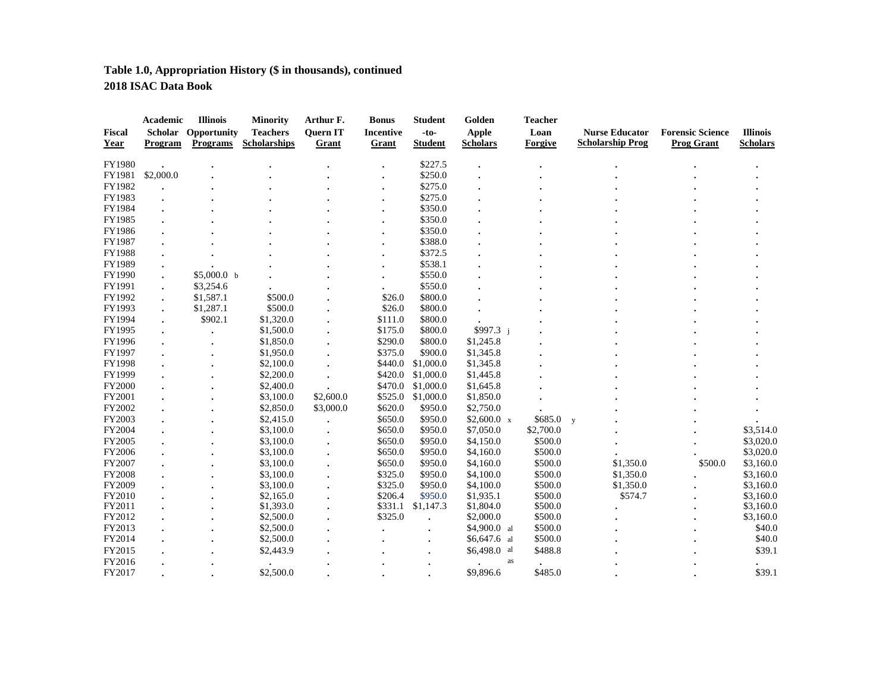**Table 1.0, Appropriation History ($ in thousands), continued**

**2018 ISAC Data Book**

| Fiscal Year | Academic Scholar Program | Illinois Opportunity Programs | Minority Teachers Scholarships | Arthur F. Quern IT Grant | Bonus Incentive Grant | Student -to- Student | Golden Apple Scholars | Teacher Loan Forgive | Nurse Educator Scholarship Prog | Forensic Science Prog Grant | Illinois Scholars |
|---|---|---|---|---|---|---|---|---|---|---|---|
| FY1980 | . | . | . | . | . | $227.5 | . | . | . | . | . |
| FY1981 | $2,000.0 | . | . | . | . | $250.0 | . | . | . | . | . |
| FY1982 | . | . | . | . | . | $275.0 | . | . | . | . | . |
| FY1983 | . | . | . | . | . | $275.0 | . | . | . | . | . |
| FY1984 | . | . | . | . | . | $350.0 | . | . | . | . | . |
| FY1985 | . | . | . | . | . | $350.0 | . | . | . | . | . |
| FY1986 | . | . | . | . | . | $350.0 | . | . | . | . | . |
| FY1987 | . | . | . | . | . | $388.0 | . | . | . | . | . |
| FY1988 | . | . | . | . | . | $372.5 | . | . | . | . | . |
| FY1989 | . | . | . | . | . | $538.1 | . | . | . | . | . |
| FY1990 | . | $5,000.0 b | . | . | . | $550.0 | . | . | . | . | . |
| FY1991 | . | $3,254.6 | . | . | . | $550.0 | . | . | . | . | . |
| FY1992 | . | $1,587.1 | $500.0 | . | $26.0 | $800.0 | . | . | . | . | . |
| FY1993 | . | $1,287.1 | $500.0 | . | $26.0 | $800.0 | . | . | . | . | . |
| FY1994 | . | $902.1 | $1,320.0 | . | $111.0 | $800.0 | . | . | . | . | . |
| FY1995 | . | . | $1,500.0 | . | $175.0 | $800.0 | $997.3 j | . | . | . | . |
| FY1996 | . | . | $1,850.0 | . | $290.0 | $800.0 | $1,245.8 | . | . | . | . |
| FY1997 | . | . | $1,950.0 | . | $375.0 | $900.0 | $1,345.8 | . | . | . | . |
| FY1998 | . | . | $2,100.0 | . | $440.0 | $1,000.0 | $1,345.8 | . | . | . | . |
| FY1999 | . | . | $2,200.0 | . | $420.0 | $1,000.0 | $1,445.8 | . | . | . | . |
| FY2000 | . | . | $2,400.0 | . | $470.0 | $1,000.0 | $1,645.8 | . | . | . | . |
| FY2001 | . | . | $3,100.0 | $2,600.0 | $525.0 | $1,000.0 | $1,850.0 | . | . | . | . |
| FY2002 | . | . | $2,850.0 | $3,000.0 | $620.0 | $950.0 | $2,750.0 | . | . | . | . |
| FY2003 | . | . | $2,415.0 | . | $650.0 | $950.0 | $2,600.0 x | $685.0 y | . | . | . |
| FY2004 | . | . | $3,100.0 | . | $650.0 | $950.0 | $7,050.0 | $2,700.0 | . | . | $3,514.0 |
| FY2005 | . | . | $3,100.0 | . | $650.0 | $950.0 | $4,150.0 | $500.0 | . | . | $3,020.0 |
| FY2006 | . | . | $3,100.0 | . | $650.0 | $950.0 | $4,160.0 | $500.0 | . | . | $3,020.0 |
| FY2007 | . | . | $3,100.0 | . | $650.0 | $950.0 | $4,160.0 | $500.0 | $1,350.0 | $500.0 | $3,160.0 |
| FY2008 | . | . | $3,100.0 | . | $325.0 | $950.0 | $4,100.0 | $500.0 | $1,350.0 | . | $3,160.0 |
| FY2009 | . | . | $3,100.0 | . | $325.0 | $950.0 | $4,100.0 | $500.0 | $1,350.0 | . | $3,160.0 |
| FY2010 | . | . | $2,165.0 | . | $206.4 | $950.0 | $1,935.1 | $500.0 | $574.7 | . | $3,160.0 |
| FY2011 | . | . | $1,393.0 | . | $331.1 | $1,147.3 | $1,804.0 | $500.0 | . | . | $3,160.0 |
| FY2012 | . | . | $2,500.0 | . | $325.0 | . | $2,000.0 | $500.0 | . | . | $3,160.0 |
| FY2013 | . | . | $2,500.0 | . | . | . | $4,900.0 al | $500.0 | . | . | $40.0 |
| FY2014 | . | . | $2,500.0 | . | . | . | $6,647.6 al | $500.0 | . | . | $40.0 |
| FY2015 | . | . | $2,443.9 | . | . | . | $6,498.0 al | $488.8 | . | . | $39.1 |
| FY2016 | . | . | . | . | . | . | . as | . | . | . | . |
| FY2017 | . | . | $2,500.0 | . | . | . | $9,896.6 | $485.0 | . | . | $39.1 |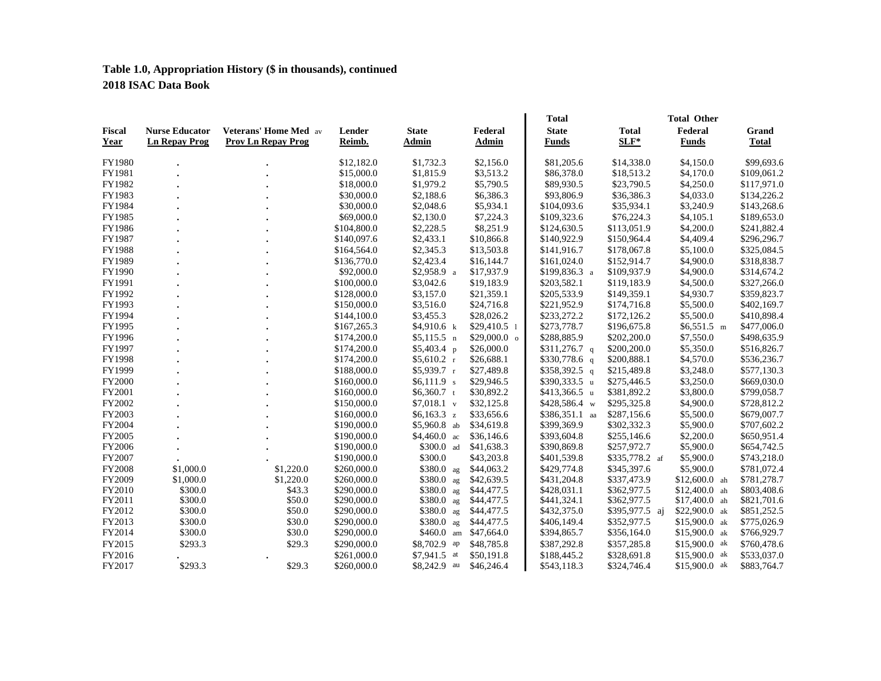**Table 1.0, Appropriation History ($ in thousands), continued**

**2018 ISAC Data Book**

| Fiscal Year | Nurse Educator Ln Repay Prog | Veterans' Home Med av Prov Ln Repay Prog | Lender Reimb. | State Admin | Federal Admin | Total State Funds | Total SLF* | Total Other Federal Funds | Grand Total |
|---|---|---|---|---|---|---|---|---|---|
| FY1980 | . | . | $12,182.0 | $1,732.3 | $2,156.0 | $81,205.6 | $14,338.0 | $4,150.0 | $99,693.6 |
| FY1981 | . | . | $15,000.0 | $1,815.9 | $3,513.2 | $86,378.0 | $18,513.2 | $4,170.0 | $109,061.2 |
| FY1982 | . | . | $18,000.0 | $1,979.2 | $5,790.5 | $89,930.5 | $23,790.5 | $4,250.0 | $117,971.0 |
| FY1983 | . | . | $30,000.0 | $2,188.6 | $6,386.3 | $93,806.9 | $36,386.3 | $4,033.0 | $134,226.2 |
| FY1984 | . | . | $30,000.0 | $2,048.6 | $5,934.1 | $104,093.6 | $35,934.1 | $3,240.9 | $143,268.6 |
| FY1985 | . | . | $69,000.0 | $2,130.0 | $7,224.3 | $109,323.6 | $76,224.3 | $4,105.1 | $189,653.0 |
| FY1986 | . | . | $104,800.0 | $2,228.5 | $8,251.9 | $124,630.5 | $113,051.9 | $4,200.0 | $241,882.4 |
| FY1987 | . | . | $140,097.6 | $2,433.1 | $10,866.8 | $140,922.9 | $150,964.4 | $4,409.4 | $296,296.7 |
| FY1988 | . | . | $164,564.0 | $2,345.3 | $13,503.8 | $141,916.7 | $178,067.8 | $5,100.0 | $325,084.5 |
| FY1989 | . | . | $136,770.0 | $2,423.4 | $16,144.7 | $161,024.0 | $152,914.7 | $4,900.0 | $318,838.7 |
| FY1990 | . | . | $92,000.0 | $2,958.9 a | $17,937.9 | $199,836.3 a | $109,937.9 | $4,900.0 | $314,674.2 |
| FY1991 | . | . | $100,000.0 | $3,042.6 | $19,183.9 | $203,582.1 | $119,183.9 | $4,500.0 | $327,266.0 |
| FY1992 | . | . | $128,000.0 | $3,157.0 | $21,359.1 | $205,533.9 | $149,359.1 | $4,930.7 | $359,823.7 |
| FY1993 | . | . | $150,000.0 | $3,516.0 | $24,716.8 | $221,952.9 | $174,716.8 | $5,500.0 | $402,169.7 |
| FY1994 | . | . | $144,100.0 | $3,455.3 | $28,026.2 | $233,272.2 | $172,126.2 | $5,500.0 | $410,898.4 |
| FY1995 | . | . | $167,265.3 | $4,910.6 k | $29,410.5 l | $273,778.7 | $196,675.8 | $6,551.5 m | $477,006.0 |
| FY1996 | . | . | $174,200.0 | $5,115.5 n | $29,000.0 o | $288,885.9 | $202,200.0 | $7,550.0 | $498,635.9 |
| FY1997 | . | . | $174,200.0 | $5,403.4 p | $26,000.0 | $311,276.7 q | $200,200.0 | $5,350.0 | $516,826.7 |
| FY1998 | . | . | $174,200.0 | $5,610.2 r | $26,688.1 | $330,778.6 q | $200,888.1 | $4,570.0 | $536,236.7 |
| FY1999 | . | . | $188,000.0 | $5,939.7 r | $27,489.8 | $358,392.5 q | $215,489.8 | $3,248.0 | $577,130.3 |
| FY2000 | . | . | $160,000.0 | $6,111.9 s | $29,946.5 | $390,333.5 u | $275,446.5 | $3,250.0 | $669,030.0 |
| FY2001 | . | . | $160,000.0 | $6,360.7 t | $30,892.2 | $413,366.5 u | $381,892.2 | $3,800.0 | $799,058.7 |
| FY2002 | . | . | $150,000.0 | $7,018.1 v | $32,125.8 | $428,586.4 w | $295,325.8 | $4,900.0 | $728,812.2 |
| FY2003 | . | . | $160,000.0 | $6,163.3 z | $33,656.6 | $386,351.1 aa | $287,156.6 | $5,500.0 | $679,007.7 |
| FY2004 | . | . | $190,000.0 | $5,960.8 ab | $34,619.8 | $399,369.9 | $302,332.3 | $5,900.0 | $707,602.2 |
| FY2005 | . | . | $190,000.0 | $4,460.0 ac | $36,146.6 | $393,604.8 | $255,146.6 | $2,200.0 | $650,951.4 |
| FY2006 | . | . | $190,000.0 | $300.0 ad | $41,638.3 | $390,869.8 | $257,972.7 | $5,900.0 | $654,742.5 |
| FY2007 | . | . | $190,000.0 | $300.0 | $43,203.8 | $401,539.8 | $335,778.2 af | $5,900.0 | $743,218.0 |
| FY2008 | $1,000.0 | $1,220.0 | $260,000.0 | $380.0 ag | $44,063.2 | $429,774.8 | $345,397.6 | $5,900.0 | $781,072.4 |
| FY2009 | $1,000.0 | $1,220.0 | $260,000.0 | $380.0 ag | $42,639.5 | $431,204.8 | $337,473.9 | $12,600.0 ah | $781,278.7 |
| FY2010 | $300.0 | $43.3 | $290,000.0 | $380.0 ag | $44,477.5 | $428,031.1 | $362,977.5 | $12,400.0 ah | $803,408.6 |
| FY2011 | $300.0 | $50.0 | $290,000.0 | $380.0 ag | $44,477.5 | $441,324.1 | $362,977.5 | $17,400.0 ah | $821,701.6 |
| FY2012 | $300.0 | $50.0 | $290,000.0 | $380.0 ag | $44,477.5 | $432,375.0 | $395,977.5 aj | $22,900.0 ak | $851,252.5 |
| FY2013 | $300.0 | $30.0 | $290,000.0 | $380.0 ag | $44,477.5 | $406,149.4 | $352,977.5 | $15,900.0 ak | $775,026.9 |
| FY2014 | $300.0 | $30.0 | $290,000.0 | $460.0 am | $47,664.0 | $394,865.7 | $356,164.0 | $15,900.0 ak | $766,929.7 |
| FY2015 | $293.3 | $29.3 | $290,000.0 | $8,702.9 ap | $48,785.8 | $387,292.8 | $357,285.8 | $15,900.0 ak | $760,478.6 |
| FY2016 | . | . | $261,000.0 | $7,941.5 at | $50,191.8 | $188,445.2 | $328,691.8 | $15,900.0 ak | $533,037.0 |
| FY2017 | $293.3 | $29.3 | $260,000.0 | $8,242.9 au | $46,246.4 | $543,118.3 | $324,746.4 | $15,900.0 ak | $883,764.7 |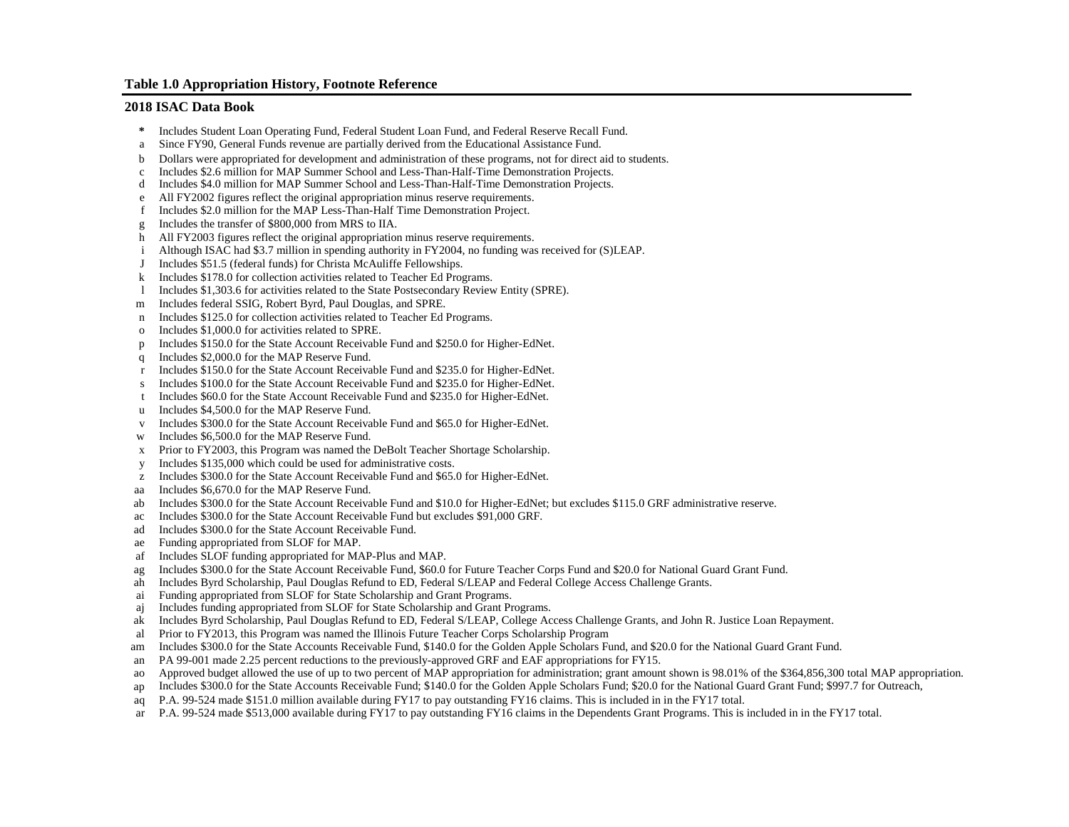### Table 1.0 Appropriation History, Footnote Reference

### 2018 ISAC Data Book

- **\*** Includes Student Loan Operating Fund, Federal Student Loan Fund, and Federal Reserve Recall Fund.
- a Since FY90, General Funds revenue are partially derived from the Educational Assistance Fund.
- b Dollars were appropriated for development and administration of these programs, not for direct aid to students.
- c Includes $2.6 million for MAP Summer School and Less-Than-Half-Time Demonstration Projects.
- d Includes $4.0 million for MAP Summer School and Less-Than-Half-Time Demonstration Projects.
- e All FY2002 figures reflect the original appropriation minus reserve requirements.
- f Includes $2.0 million for the MAP Less-Than-Half Time Demonstration Project.
- g Includes the transfer of $800,000 from MRS to IIA.
- h All FY2003 figures reflect the original appropriation minus reserve requirements.
- i Although ISAC had $3.7 million in spending authority in FY2004, no funding was received for (S)LEAP.
- J Includes $51.5 (federal funds) for Christa McAuliffe Fellowships.
- k Includes $178.0 for collection activities related to Teacher Ed Programs.
- l Includes $1,303.6 for activities related to the State Postsecondary Review Entity (SPRE).
- m Includes federal SSIG, Robert Byrd, Paul Douglas, and SPRE.
- n Includes $125.0 for collection activities related to Teacher Ed Programs.
- o Includes $1,000.0 for activities related to SPRE.
- p Includes $150.0 for the State Account Receivable Fund and $250.0 for Higher-EdNet.
- q Includes $2,000.0 for the MAP Reserve Fund.
- r Includes $150.0 for the State Account Receivable Fund and $235.0 for Higher-EdNet.
- s Includes $100.0 for the State Account Receivable Fund and $235.0 for Higher-EdNet.
- t Includes $60.0 for the State Account Receivable Fund and $235.0 for Higher-EdNet.
- u Includes $4,500.0 for the MAP Reserve Fund.
- v Includes $300.0 for the State Account Receivable Fund and $65.0 for Higher-EdNet.
- w Includes $6,500.0 for the MAP Reserve Fund.
- x Prior to FY2003, this Program was named the DeBolt Teacher Shortage Scholarship.
- y Includes $135,000 which could be used for administrative costs.
- z Includes $300.0 for the State Account Receivable Fund and $65.0 for Higher-EdNet.
- aa Includes $6,670.0 for the MAP Reserve Fund.
- ab Includes $300.0 for the State Account Receivable Fund and $10.0 for Higher-EdNet; but excludes $115.0 GRF administrative reserve.
- ac Includes $300.0 for the State Account Receivable Fund but excludes $91,000 GRF.
- ad Includes $300.0 for the State Account Receivable Fund.
- ae Funding appropriated from SLOF for MAP.
- af Includes SLOF funding appropriated for MAP-Plus and MAP.
- ag Includes $300.0 for the State Account Receivable Fund, $60.0 for Future Teacher Corps Fund and $20.0 for National Guard Grant Fund.
- ah Includes Byrd Scholarship, Paul Douglas Refund to ED, Federal S/LEAP and Federal College Access Challenge Grants.
- ai Funding appropriated from SLOF for State Scholarship and Grant Programs.
- aj Includes funding appropriated from SLOF for State Scholarship and Grant Programs.
- ak Includes Byrd Scholarship, Paul Douglas Refund to ED, Federal S/LEAP, College Access Challenge Grants, and John R. Justice Loan Repayment.
- al Prior to FY2013, this Program was named the Illinois Future Teacher Corps Scholarship Program
- am Includes $300.0 for the State Accounts Receivable Fund, $140.0 for the Golden Apple Scholars Fund, and $20.0 for the National Guard Grant Fund.
- an PA 99-001 made 2.25 percent reductions to the previously-approved GRF and EAF appropriations for FY15.
- ao Approved budget allowed the use of up to two percent of MAP appropriation for administration; grant amount shown is 98.01% of the $364,856,300 total MAP appropriation.
- ap Includes $300.0 for the State Accounts Receivable Fund; $140.0 for the Golden Apple Scholars Fund; $20.0 for the National Guard Grant Fund; $997.7 for Outreach,
- aq P.A. 99-524 made $151.0 million available during FY17 to pay outstanding FY16 claims. This is included in in the FY17 total.
- ar P.A. 99-524 made $513,000 available during FY17 to pay outstanding FY16 claims in the Dependents Grant Programs. This is included in in the FY17 total.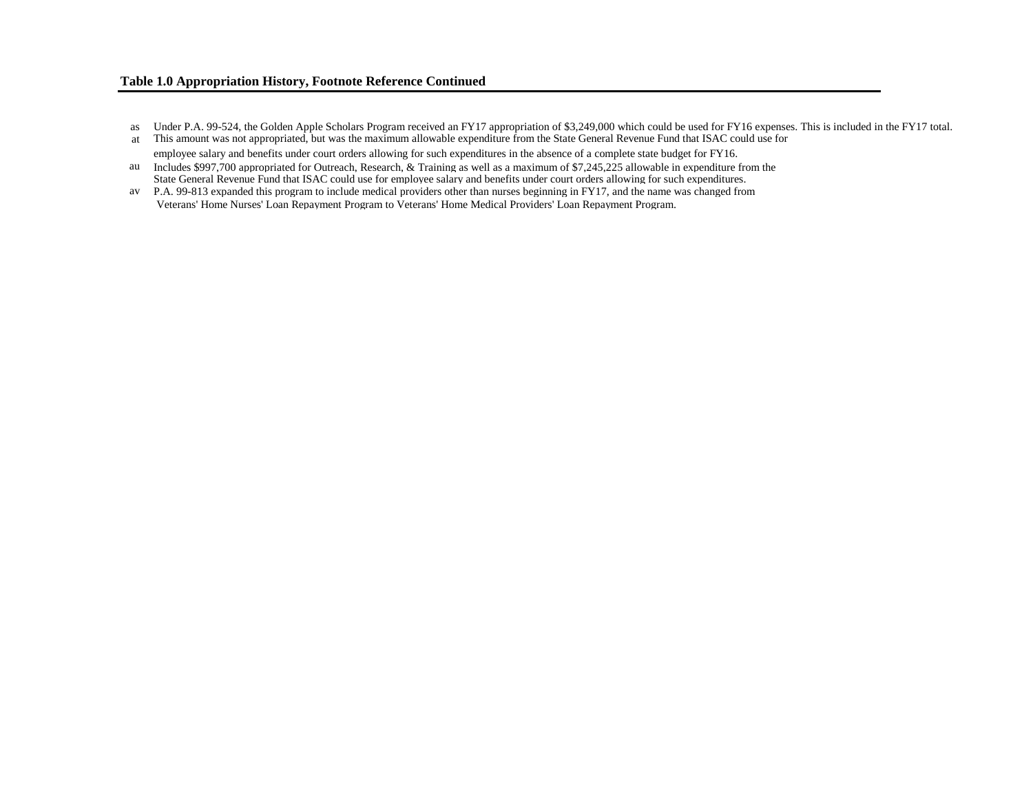## Table 1.0 Appropriation History, Footnote Reference Continued

as Under P.A. 99-524, the Golden Apple Scholars Program received an FY17 appropriation of $3,249,000 which could be used for FY16 expenses. This is included in the FY17 total.

at This amount was not appropriated, but was the maximum allowable expenditure from the State General Revenue Fund that ISAC could use for employee salary and benefits under court orders allowing for such expenditures in the absence of a complete state budget for FY16.

au Includes $997,700 appropriated for Outreach, Research, & Training as well as a maximum of $7,245,225 allowable in expenditure from the State General Revenue Fund that ISAC could use for employee salary and benefits under court orders allowing for such expenditures.

av P.A. 99-813 expanded this program to include medical providers other than nurses beginning in FY17, and the name was changed from Veterans' Home Nurses' Loan Repayment Program to Veterans' Home Medical Providers' Loan Repayment Program.